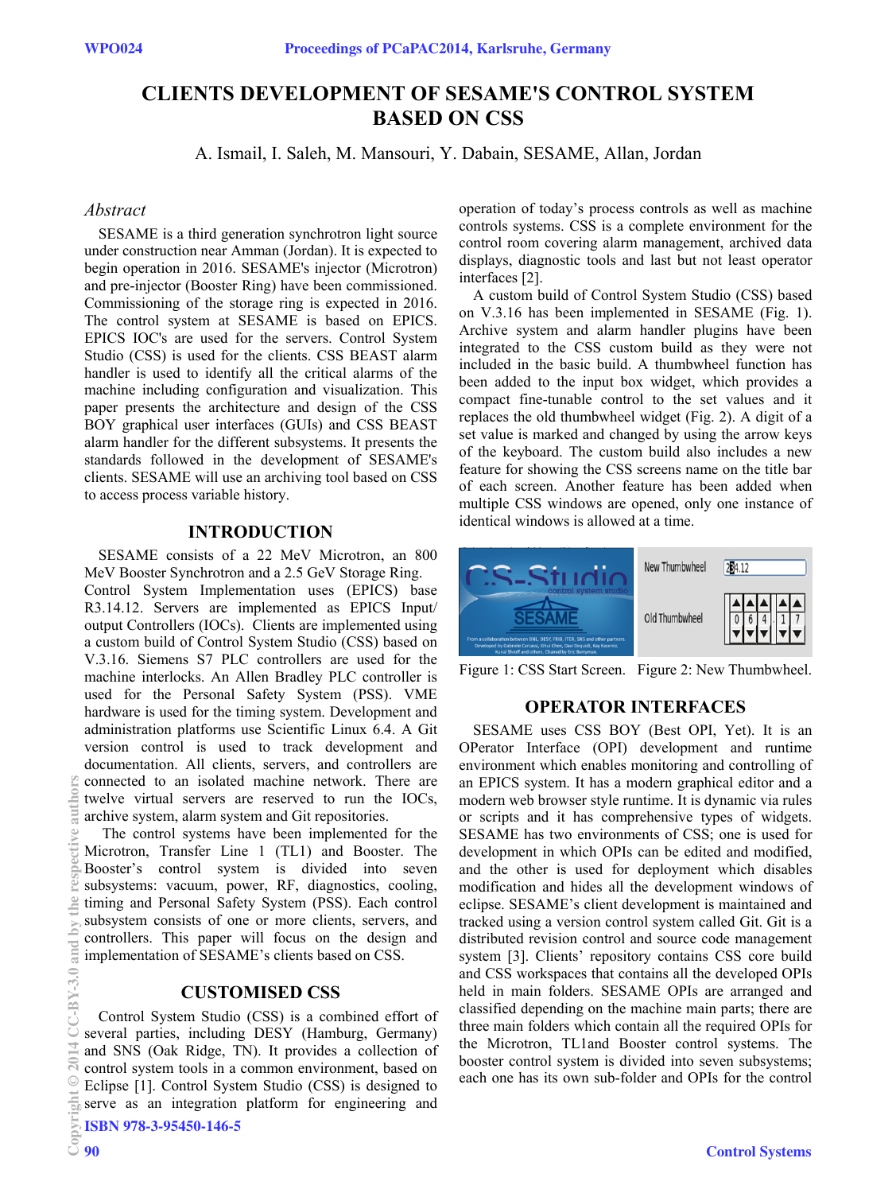# CLIENTS DEVELOPMENT OF SESAME'S CONTROL SYSTEM BASED ON CSS

A. Ismail, I. Saleh, M. Mansouri, Y. Dabain, SESAME, Allan, Jordan

## *Abstract*

SESAME is a third generation synchrotron light source under construction near Amman (Jordan). It is expected to begin operation in 2016. SESAME's injector (Microtron) and pre-injector (Booster Ring) have been commissioned. Commissioning of the storage ring is expected in 2016. The control system at SESAME is based on EPICS. EPICS IOC's are used for the servers. Control System Studio (CSS) is used for the clients. CSS BEAST alarm handler is used to identify all the critical alarms of the machine including configuration and visualization. This paper presents the architecture and design of the CSS BOY graphical user interfaces (GUIs) and CSS BEAST alarm handler for the different subsystems. It presents the standards followed in the development of SESAME's clients. SESAME will use an archiving tool based on CSS to access process variable history.

## INTRODUCTION

SESAME consists of a 22 MeV Microtron, an 800 MeV Booster Synchrotron and a 2.5 GeV Storage Ring. Control System Implementation uses (EPICS) base R3.14.12. Servers are implemented as EPICS Input/output Controllers (IOCs). Clients are implemented using a custom build of Control System Studio (CSS) based on V.3.16. Siemens S7 PLC controllers are used for the machine interlocks. An Allen Bradley PLC controller is used for the Personal Safety System (PSS). VME hardware is used for the timing system. Development and administration platforms use Scientific Linux 6.4. A Git version control is used to track development and documentation. All clients, servers, and controllers are connected to an isolated machine network. There are twelve virtual servers are reserved to run the IOCs, archive system, alarm system and Git repositories.

The control systems have been implemented for the Microtron, Transfer Line 1 (TL1) and Booster. The Booster's control system is divided into seven subsystems: vacuum, power, RF, diagnostics, cooling, timing and Personal Safety System (PSS). Each control subsystem consists of one or more clients, servers, and controllers. This paper will focus on the design and implementation of SESAME's clients based on CSS.

## CUSTOMISED CSS

Control System Studio (CSS) is a combined effort of several parties, including DESY (Hamburg, Germany) and SNS (Oak Ridge, TN). It provides a collection of control system tools in a common environment, based on Eclipse [1]. Control System Studio (CSS) is designed to serve as an integration platform for engineering and operation of today's process controls as well as machine controls systems. CSS is a complete environment for the control room covering alarm management, archived data displays, diagnostic tools and last but not least operator interfaces [2].

A custom build of Control System Studio (CSS) based on V.3.16 has been implemented in SESAME (Fig. 1). Archive system and alarm handler plugins have been integrated to the CSS custom build as they were not included in the basic build. A thumbwheel function has been added to the input box widget, which provides a compact fine-tunable control to the set values and it replaces the old thumbwheel widget (Fig. 2). A digit of a set value is marked and changed by using the arrow keys of the keyboard. The custom build also includes a new feature for showing the CSS screens name on the title bar of each screen. Another feature has been added when multiple CSS windows are opened, only one instance of identical windows is allowed at a time.

Figure 1: CSS Start Screen. Figure 2: New Thumbwheel.

## OPERATOR INTERFACES

SESAME uses CSS BOY (Best OPI, Yet). It is an OPerator Interface (OPI) development and runtime environment which enables monitoring and controlling of an EPICS system. It has a modern graphical editor and a modern web browser style runtime. It is dynamic via rules or scripts and it has comprehensive types of widgets. SESAME has two environments of CSS; one is used for development in which OPIs can be edited and modified, and the other is used for deployment which disables modification and hides all the development windows of eclipse. SESAME's client development is maintained and tracked using a version control system called Git. Git is a distributed revision control and source code management system [3]. Clients' repository contains CSS core build and CSS workspaces that contains all the developed OPIs held in main folders. SESAME OPIs are arranged and classified depending on the machine main parts; there are three main folders which contain all the required OPIs for the Microtron, TL1and Booster control systems. The booster control system is divided into seven subsystems; each one has its own sub-folder and OPIs for the control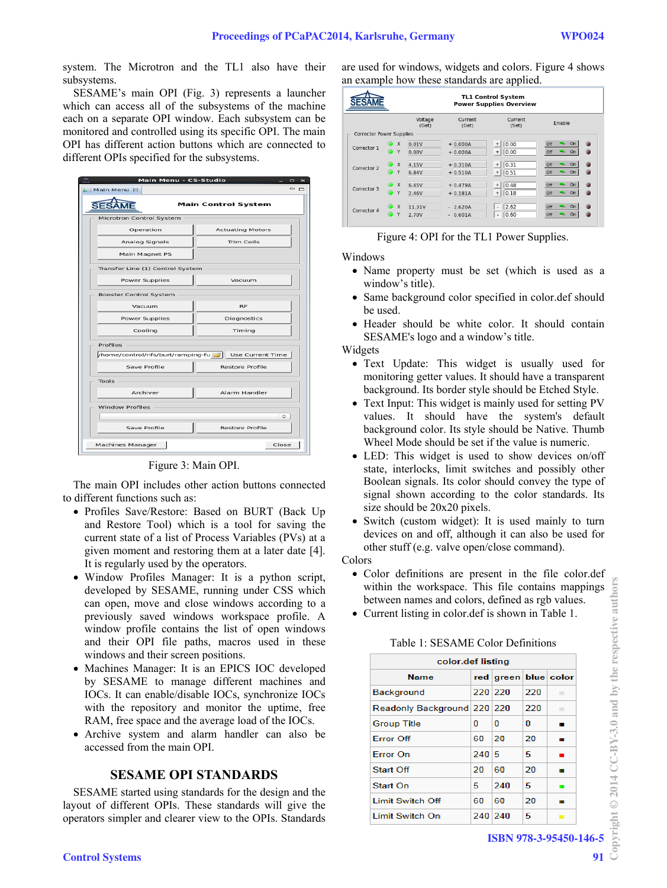system. The Microtron and the TL1 also have their subsystems.

SESAME's main OPI (Fig. 3) represents a launcher which can access all of the subsystems of the machine each on a separate OPI window. Each subsystem can be monitored and controlled using its specific OPI. The main OPI has different action buttons which are connected to different OPIs specified for the subsystems.

Figure 3: Main OPI.

The main OPI includes other action buttons connected to different functions such as:

- Profiles Save/Restore: Based on BURT (Back Up and Restore Tool) which is a tool for saving the current state of a list of Process Variables (PVs) at a given moment and restoring them at a later date [4]. It is regularly used by the operators.
- Window Profiles Manager: It is a python script, developed by SESAME, running under CSS which can open, move and close windows according to a previously saved windows workspace profile. A window profile contains the list of open windows and their OPI file paths, macros used in these windows and their screen positions.
- Machines Manager: It is an EPICS IOC developed by SESAME to manage different machines and IOCs. It can enable/disable IOCs, synchronize IOCs with the repository and monitor the uptime, free RAM, free space and the average load of the IOCs.
- Archive system and alarm handler can also be accessed from the main OPI.

## SESAME OPI STANDARDS

SESAME started using standards for the design and the layout of different OPIs. These standards will give the operators simpler and clearer view to the OPIs. Standards are used for windows, widgets and colors. Figure 4 shows an example how these standards are applied.

Figure 4: OPI for the TL1 Power Supplies.

Windows

- Name property must be set (which is used as a window's title).
- Same background color specified in color.def should be used.
- Header should be white color. It should contain SESAME's logo and a window's title.

Widgets

- Text Update: This widget is usually used for monitoring getter values. It should have a transparent background. Its border style should be Etched Style.
- Text Input: This widget is mainly used for setting PV values. It should have the system's default background color. Its style should be Native. Thumb Wheel Mode should be set if the value is numeric.
- LED: This widget is used to show devices on/off state, interlocks, limit switches and possibly other Boolean signals. Its color should convey the type of signal shown according to the color standards. Its size should be 20x20 pixels.
- Switch (custom widget): It is used mainly to turn devices on and off, although it can also be used for other stuff (e.g. valve open/close command).

Colors

- Color definitions are present in the file color.def within the workspace. This file contains mappings between names and colors, defined as rgb values.
- Current listing in color.def is shown in Table 1.

Table 1: SESAME Color Definitions

| color.def listing | | | | |
|---|---|---|---|---|
| Name | red | green | blue | color |
| Background | 220 | 220 | 220 | ■ |
| Readonly Background | 220 | 220 | 220 | ■ |
| Group Title | 0 | 0 | 0 | ■ |
| Error Off | 60 | 20 | 20 | ■ |
| Error On | 240 | 5 | 5 | ■ |
| Start Off | 20 | 60 | 20 | ■ |
| Start On | 5 | 240 | 5 | ■ |
| Limit Switch Off | 60 | 60 | 20 | ■ |
| Limit Switch On | 240 | 240 | 5 | ■ |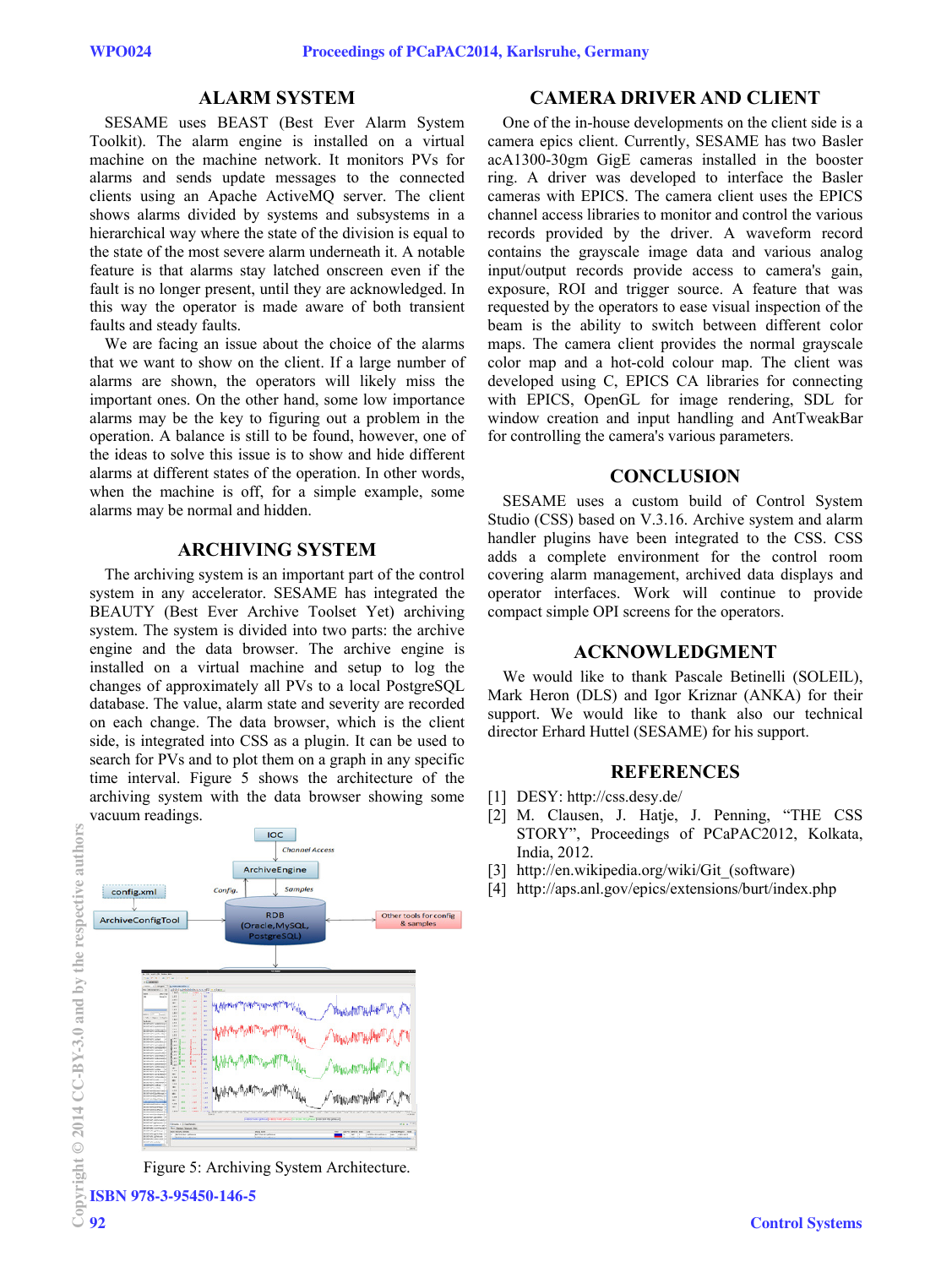## ALARM SYSTEM

SESAME uses BEAST (Best Ever Alarm System Toolkit). The alarm engine is installed on a virtual machine on the machine network. It monitors PVs for alarms and sends update messages to the connected clients using an Apache ActiveMQ server. The client shows alarms divided by systems and subsystems in a hierarchical way where the state of the division is equal to the state of the most severe alarm underneath it. A notable feature is that alarms stay latched onscreen even if the fault is no longer present, until they are acknowledged. In this way the operator is made aware of both transient faults and steady faults.

We are facing an issue about the choice of the alarms that we want to show on the client. If a large number of alarms are shown, the operators will likely miss the important ones. On the other hand, some low importance alarms may be the key to figuring out a problem in the operation. A balance is still to be found, however, one of the ideas to solve this issue is to show and hide different alarms at different states of the operation. In other words, when the machine is off, for a simple example, some alarms may be normal and hidden.

## ARCHIVING SYSTEM

The archiving system is an important part of the control system in any accelerator. SESAME has integrated the BEAUTY (Best Ever Archive Toolset Yet) archiving system. The system is divided into two parts: the archive engine and the data browser. The archive engine is installed on a virtual machine and setup to log the changes of approximately all PVs to a local PostgreSQL database. The value, alarm state and severity are recorded on each change. The data browser, which is the client side, is integrated into CSS as a plugin. It can be used to search for PVs and to plot them on a graph in any specific time interval. Figure 5 shows the architecture of the archiving system with the data browser showing some vacuum readings.

IOC
Channel Access
ArchiveEngine
config.xml
Config.
Samples
ArchiveConfigTool
RDB (Oracle,MySQL, PostgreSQL)
Other tools for config & samples

Figure 5: Archiving System Architecture.

## CAMERA DRIVER AND CLIENT

One of the in-house developments on the client side is a camera epics client. Currently, SESAME has two Basler acA1300-30gm GigE cameras installed in the booster ring. A driver was developed to interface the Basler cameras with EPICS. The camera client uses the EPICS channel access libraries to monitor and control the various records provided by the driver. A waveform record contains the grayscale image data and various analog input/output records provide access to camera's gain, exposure, ROI and trigger source. A feature that was requested by the operators to ease visual inspection of the beam is the ability to switch between different color maps. The camera client provides the normal grayscale color map and a hot-cold colour map. The client was developed using C, EPICS CA libraries for connecting with EPICS, OpenGL for image rendering, SDL for window creation and input handling and AntTweakBar for controlling the camera's various parameters.

## CONCLUSION

SESAME uses a custom build of Control System Studio (CSS) based on V.3.16. Archive system and alarm handler plugins have been integrated to the CSS. CSS adds a complete environment for the control room covering alarm management, archived data displays and operator interfaces. Work will continue to provide compact simple OPI screens for the operators.

## ACKNOWLEDGMENT

We would like to thank Pascale Betinelli (SOLEIL), Mark Heron (DLS) and Igor Kriznar (ANKA) for their support. We would like also to thank our technical director Erhard Huttel (SESAME) for his support.

## REFERENCES

[1] DESY: http://css.desy.de/

[2] M. Clausen, J. Hatje, J. Penning, "THE CSS STORY", Proceedings of PCaPAC2012, Kolkata, India, 2012.

[3] http://en.wikipedia.org/wiki/Git_(software)

[4] http://aps.anl.gov/epics/extensions/burt/index.php